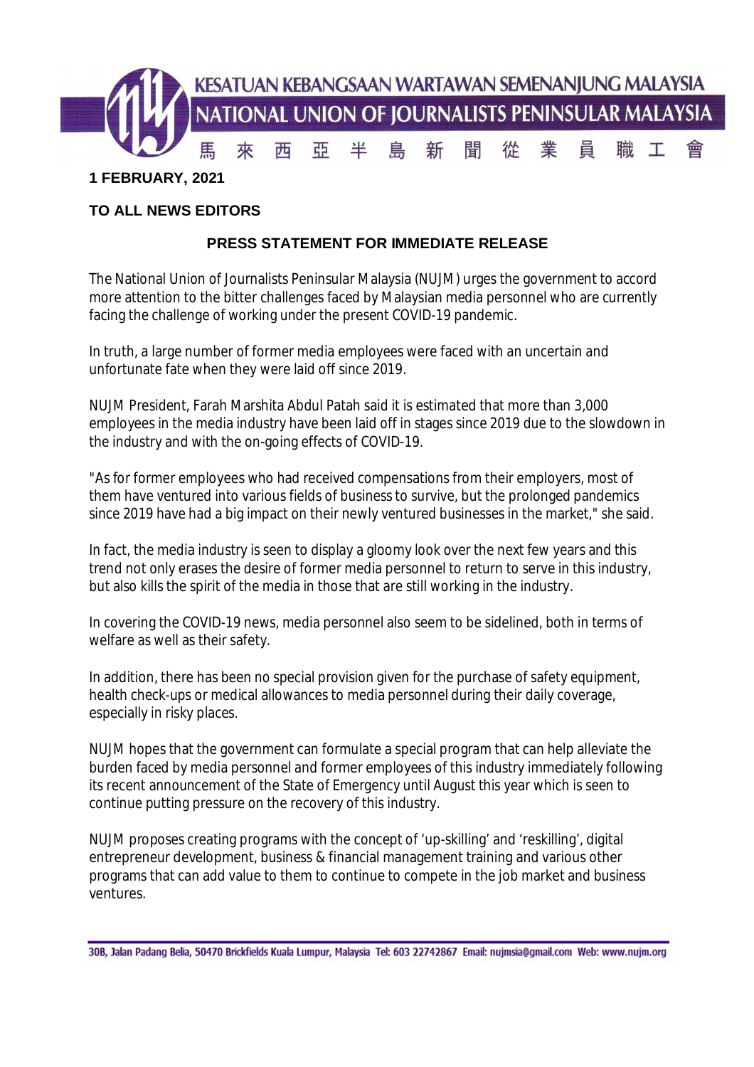KESATUAN KEBANGSAAN WARTAWAN SEMENANJUNG MALAYSIA

NATIONAL UNION OF JOURNALISTS PENINSULAR MALAYSIA

馬 來 西 亞 半 島 新 聞 從 業 員 職 工 會

**1 FEBRUARY, 2021**

**TO ALL NEWS EDITORS**

**PRESS STATEMENT FOR IMMEDIATE RELEASE**

The National Union of Journalists Peninsular Malaysia (NUJM) urges the government to accord more attention to the bitter challenges faced by Malaysian media personnel who are currently facing the challenge of working under the present COVID-19 pandemic.

In truth, a large number of former media employees were faced with an uncertain and unfortunate fate when they were laid off since 2019.

NUJM President, Farah Marshita Abdul Patah said it is estimated that more than 3,000 employees in the media industry have been laid off in stages since 2019 due to the slowdown in the industry and with the on-going effects of COVID-19.

"As for former employees who had received compensations from their employers, most of them have ventured into various fields of business to survive, but the prolonged pandemics since 2019 have had a big impact on their newly ventured businesses in the market," she said.

In fact, the media industry is seen to display a gloomy look over the next few years and this trend not only erases the desire of former media personnel to return to serve in this industry, but also kills the spirit of the media in those that are still working in the industry.

In covering the COVID-19 news, media personnel also seem to be sidelined, both in terms of welfare as well as their safety.

In addition, there has been no special provision given for the purchase of safety equipment, health check-ups or medical allowances to media personnel during their daily coverage, especially in risky places.

NUJM hopes that the government can formulate a special program that can help alleviate the burden faced by media personnel and former employees of this industry immediately following its recent announcement of the State of Emergency until August this year which is seen to continue putting pressure on the recovery of this industry.

NUJM proposes creating programs with the concept of 'up-skilling' and 'reskilling', digital entrepreneur development, business & financial management training and various other programs that can add value to them to continue to compete in the job market and business ventures.

30B, Jalan Padang Belia, 50470 Brickfields Kuala Lumpur, Malaysia Tel: 603 22742867 Email: nujmsia@gmail.com Web: www.nujm.org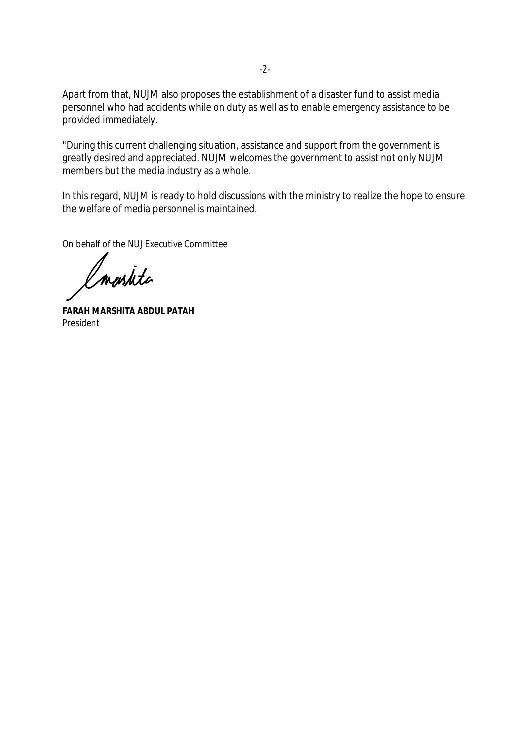Apart from that, NUJM also proposes the establishment of a disaster fund to assist media personnel who had accidents while on duty as well as to enable emergency assistance to be provided immediately.

"During this current challenging situation, assistance and support from the government is greatly desired and appreciated. NUJM welcomes the government to assist not only NUJM members but the media industry as a whole.

In this regard, NUJM is ready to hold discussions with the ministry to realize the hope to ensure the welfare of media personnel is maintained.

*On behalf of the NUJ Executive Committee*

**FARAH MARSHITA ABDUL PATAH**
*President*